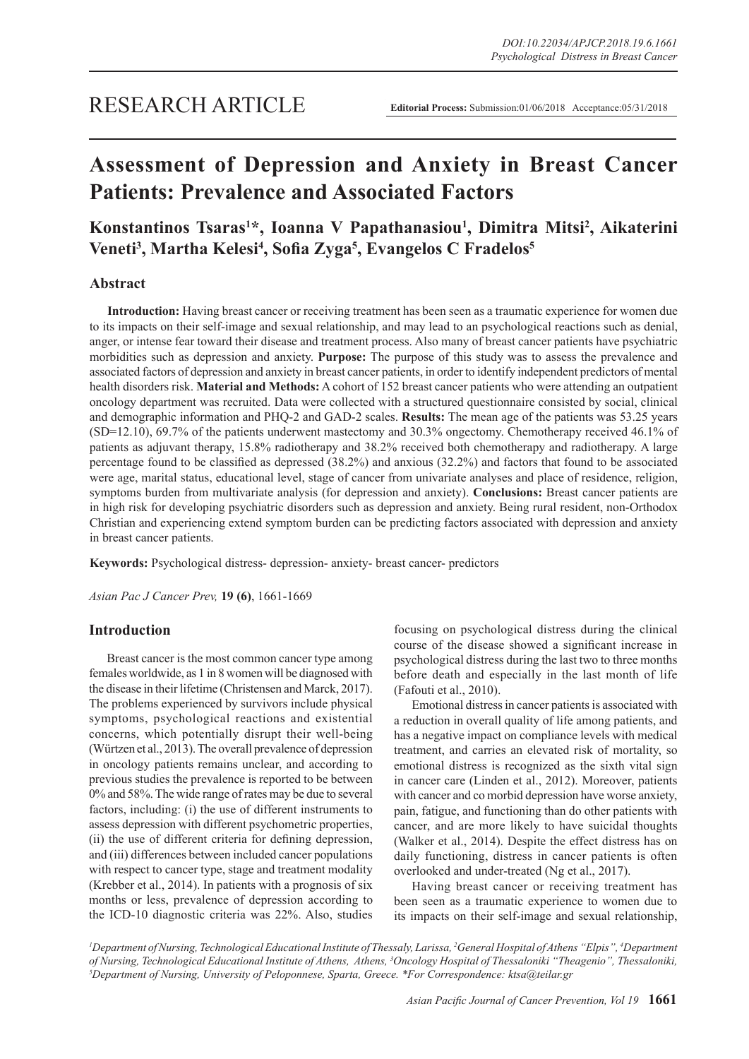# RESEARCH ARTICLE

**Editorial Process:** Submission:01/06/2018 Acceptance:05/31/2018

# Assessment of Depression and Anxiety in Breast Cancer Patients: Prevalence and Associated Factors

**Konstantinos Tsaras[1]*, Ioanna V Papathanasiou[1], Dimitra Mitsi[2], Aikaterini Veneti[3], Martha Kelesi[4], Sofia Zyga[5], Evangelos C Fradelos[5]**

## Abstract

**Introduction:** Having breast cancer or receiving treatment has been seen as a traumatic experience for women due to its impacts on their self-image and sexual relationship, and may lead to an psychological reactions such as denial, anger, or intense fear toward their disease and treatment process. Also many of breast cancer patients have psychiatric morbidities such as depression and anxiety. **Purpose:** The purpose of this study was to assess the prevalence and associated factors of depression and anxiety in breast cancer patients, in order to identify independent predictors of mental health disorders risk. **Material and Methods:** A cohort of 152 breast cancer patients who were attending an outpatient oncology department was recruited. Data were collected with a structured questionnaire consisted by social, clinical and demographic information and PHQ-2 and GAD-2 scales. **Results:** The mean age of the patients was 53.25 years (SD=12.10), 69.7% of the patients underwent mastectomy and 30.3% ongectomy. Chemotherapy received 46.1% of patients as adjuvant therapy, 15.8% radiotherapy and 38.2% received both chemotherapy and radiotherapy. A large percentage found to be classified as depressed (38.2%) and anxious (32.2%) and factors that found to be associated were age, marital status, educational level, stage of cancer from univariate analyses and place of residence, religion, symptoms burden from multivariate analysis (for depression and anxiety). **Conclusions:** Breast cancer patients are in high risk for developing psychiatric disorders such as depression and anxiety. Being rural resident, non-Orthodox Christian and experiencing extend symptom burden can be predicting factors associated with depression and anxiety in breast cancer patients.

**Keywords:** Psychological distress- depression- anxiety- breast cancer- predictors

*Asian Pac J Cancer Prev,* **19 (6)**, 1661-1669

## Introduction

Breast cancer is the most common cancer type among females worldwide, as 1 in 8 women will be diagnosed with the disease in their lifetime (Christensen and Marck, 2017). The problems experienced by survivors include physical symptoms, psychological reactions and existential concerns, which potentially disrupt their well-being (Würtzen et al., 2013). The overall prevalence of depression in oncology patients remains unclear, and according to previous studies the prevalence is reported to be between 0% and 58%. The wide range of rates may be due to several factors, including: (i) the use of different instruments to assess depression with different psychometric properties, (ii) the use of different criteria for defining depression, and (iii) differences between included cancer populations with respect to cancer type, stage and treatment modality (Krebber et al., 2014). In patients with a prognosis of six months or less, prevalence of depression according to the ICD-10 diagnostic criteria was 22%. Also, studies focusing on psychological distress during the clinical course of the disease showed a significant increase in psychological distress during the last two to three months before death and especially in the last month of life (Fafouti et al., 2010).

Emotional distress in cancer patients is associated with a reduction in overall quality of life among patients, and has a negative impact on compliance levels with medical treatment, and carries an elevated risk of mortality, so emotional distress is recognized as the sixth vital sign in cancer care (Linden et al., 2012). Moreover, patients with cancer and co morbid depression have worse anxiety, pain, fatigue, and functioning than do other patients with cancer, and are more likely to have suicidal thoughts (Walker et al., 2014). Despite the effect distress has on daily functioning, distress in cancer patients is often overlooked and under-treated (Ng et al., 2017).

Having breast cancer or receiving treatment has been seen as a traumatic experience to women due to its impacts on their self-image and sexual relationship,

[1]Department of Nursing, Technological Educational Institute of Thessaly, Larissa, [2]General Hospital of Athens "Elpis", [4]Department of Nursing, Technological Educational Institute of Athens, Athens, [3]Oncology Hospital of Thessaloniki "Theagenio", Thessaloniki, [5]Department of Nursing, University of Peloponnese, Sparta, Greece. *For Correspondence: ktsa@teilar.gr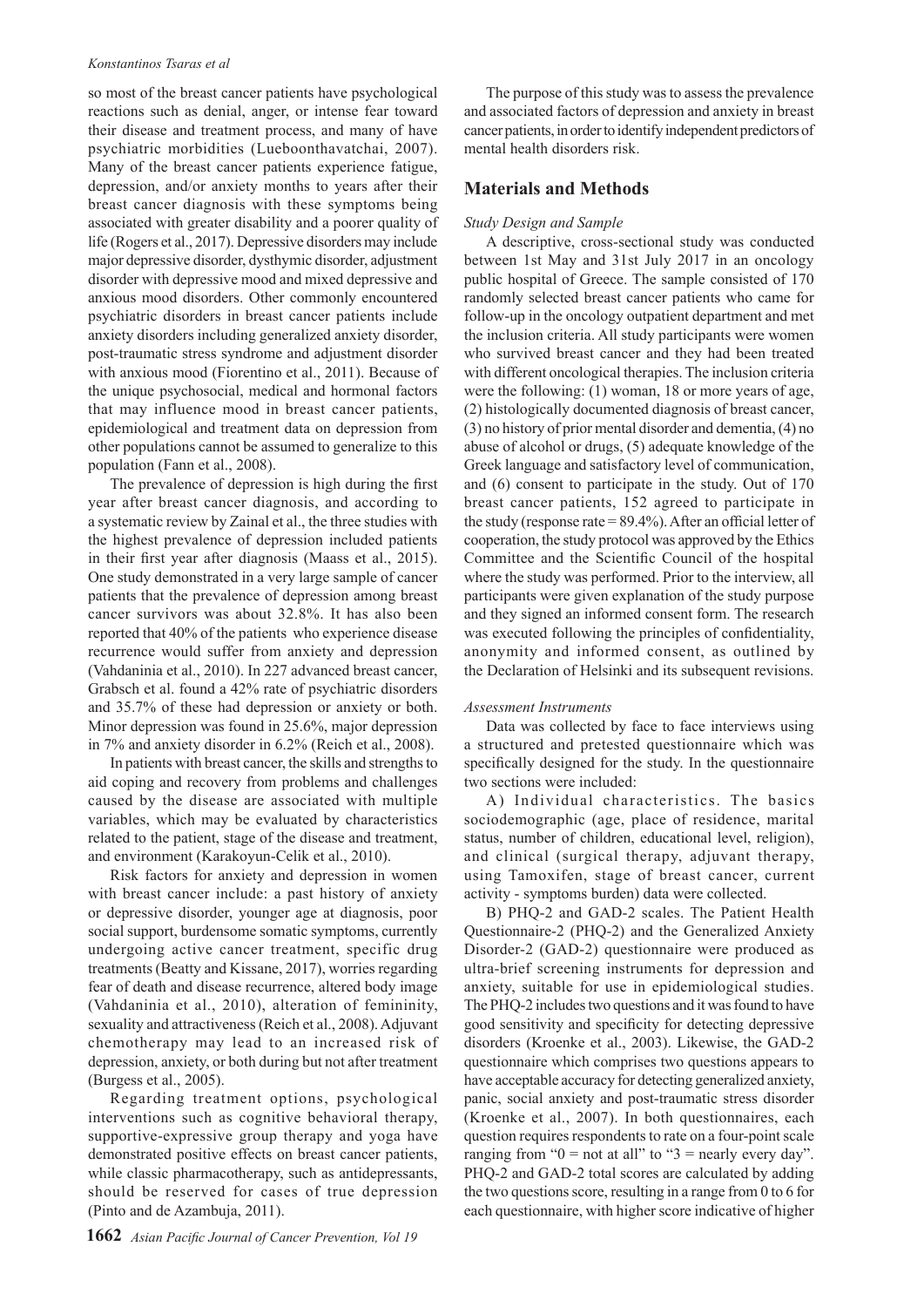so most of the breast cancer patients have psychological reactions such as denial, anger, or intense fear toward their disease and treatment process, and many of have psychiatric morbidities (Lueboonthavatchai, 2007). Many of the breast cancer patients experience fatigue, depression, and/or anxiety months to years after their breast cancer diagnosis with these symptoms being associated with greater disability and a poorer quality of life (Rogers et al., 2017). Depressive disorders may include major depressive disorder, dysthymic disorder, adjustment disorder with depressive mood and mixed depressive and anxious mood disorders. Other commonly encountered psychiatric disorders in breast cancer patients include anxiety disorders including generalized anxiety disorder, post-traumatic stress syndrome and adjustment disorder with anxious mood (Fiorentino et al., 2011). Because of the unique psychosocial, medical and hormonal factors that may influence mood in breast cancer patients, epidemiological and treatment data on depression from other populations cannot be assumed to generalize to this population (Fann et al., 2008).

The prevalence of depression is high during the first year after breast cancer diagnosis, and according to a systematic review by Zainal et al., the three studies with the highest prevalence of depression included patients in their first year after diagnosis (Maass et al., 2015). One study demonstrated in a very large sample of cancer patients that the prevalence of depression among breast cancer survivors was about 32.8%. It has also been reported that 40% of the patients who experience disease recurrence would suffer from anxiety and depression (Vahdaninia et al., 2010). In 227 advanced breast cancer, Grabsch et al. found a 42% rate of psychiatric disorders and 35.7% of these had depression or anxiety or both. Minor depression was found in 25.6%, major depression in 7% and anxiety disorder in 6.2% (Reich et al., 2008).

In patients with breast cancer, the skills and strengths to aid coping and recovery from problems and challenges caused by the disease are associated with multiple variables, which may be evaluated by characteristics related to the patient, stage of the disease and treatment, and environment (Karakoyun-Celik et al., 2010).

Risk factors for anxiety and depression in women with breast cancer include: a past history of anxiety or depressive disorder, younger age at diagnosis, poor social support, burdensome somatic symptoms, currently undergoing active cancer treatment, specific drug treatments (Beatty and Kissane, 2017), worries regarding fear of death and disease recurrence, altered body image (Vahdaninia et al., 2010), alteration of femininity, sexuality and attractiveness (Reich et al., 2008). Adjuvant chemotherapy may lead to an increased risk of depression, anxiety, or both during but not after treatment (Burgess et al., 2005).

Regarding treatment options, psychological interventions such as cognitive behavioral therapy, supportive-expressive group therapy and yoga have demonstrated positive effects on breast cancer patients, while classic pharmacotherapy, such as antidepressants, should be reserved for cases of true depression (Pinto and de Azambuja, 2011).

The purpose of this study was to assess the prevalence and associated factors of depression and anxiety in breast cancer patients, in order to identify independent predictors of mental health disorders risk.

## Materials and Methods

*Study Design and Sample*

A descriptive, cross-sectional study was conducted between 1st May and 31st July 2017 in an oncology public hospital of Greece. The sample consisted of 170 randomly selected breast cancer patients who came for follow-up in the oncology outpatient department and met the inclusion criteria. All study participants were women who survived breast cancer and they had been treated with different oncological therapies. The inclusion criteria were the following: (1) woman, 18 or more years of age, (2) histologically documented diagnosis of breast cancer, (3) no history of prior mental disorder and dementia, (4) no abuse of alcohol or drugs, (5) adequate knowledge of the Greek language and satisfactory level of communication, and (6) consent to participate in the study. Out of 170 breast cancer patients, 152 agreed to participate in the study (response rate = 89.4%). After an official letter of cooperation, the study protocol was approved by the Ethics Committee and the Scientific Council of the hospital where the study was performed. Prior to the interview, all participants were given explanation of the study purpose and they signed an informed consent form. The research was executed following the principles of confidentiality, anonymity and informed consent, as outlined by the Declaration of Helsinki and its subsequent revisions.

*Assessment Instruments*

Data was collected by face to face interviews using a structured and pretested questionnaire which was specifically designed for the study. In the questionnaire two sections were included:

A) Individual characteristics. The basics sociodemographic (age, place of residence, marital status, number of children, educational level, religion), and clinical (surgical therapy, adjuvant therapy, using Tamoxifen, stage of breast cancer, current activity - symptoms burden) data were collected.

B) PHQ-2 and GAD-2 scales. The Patient Health Questionnaire-2 (PHQ-2) and the Generalized Anxiety Disorder-2 (GAD-2) questionnaire were produced as ultra-brief screening instruments for depression and anxiety, suitable for use in epidemiological studies. The PHQ-2 includes two questions and it was found to have good sensitivity and specificity for detecting depressive disorders (Kroenke et al., 2003). Likewise, the GAD-2 questionnaire which comprises two questions appears to have acceptable accuracy for detecting generalized anxiety, panic, social anxiety and post-traumatic stress disorder (Kroenke et al., 2007). In both questionnaires, each question requires respondents to rate on a four-point scale ranging from "0 = not at all" to "3 = nearly every day". PHQ-2 and GAD-2 total scores are calculated by adding the two questions score, resulting in a range from 0 to 6 for each questionnaire, with higher score indicative of higher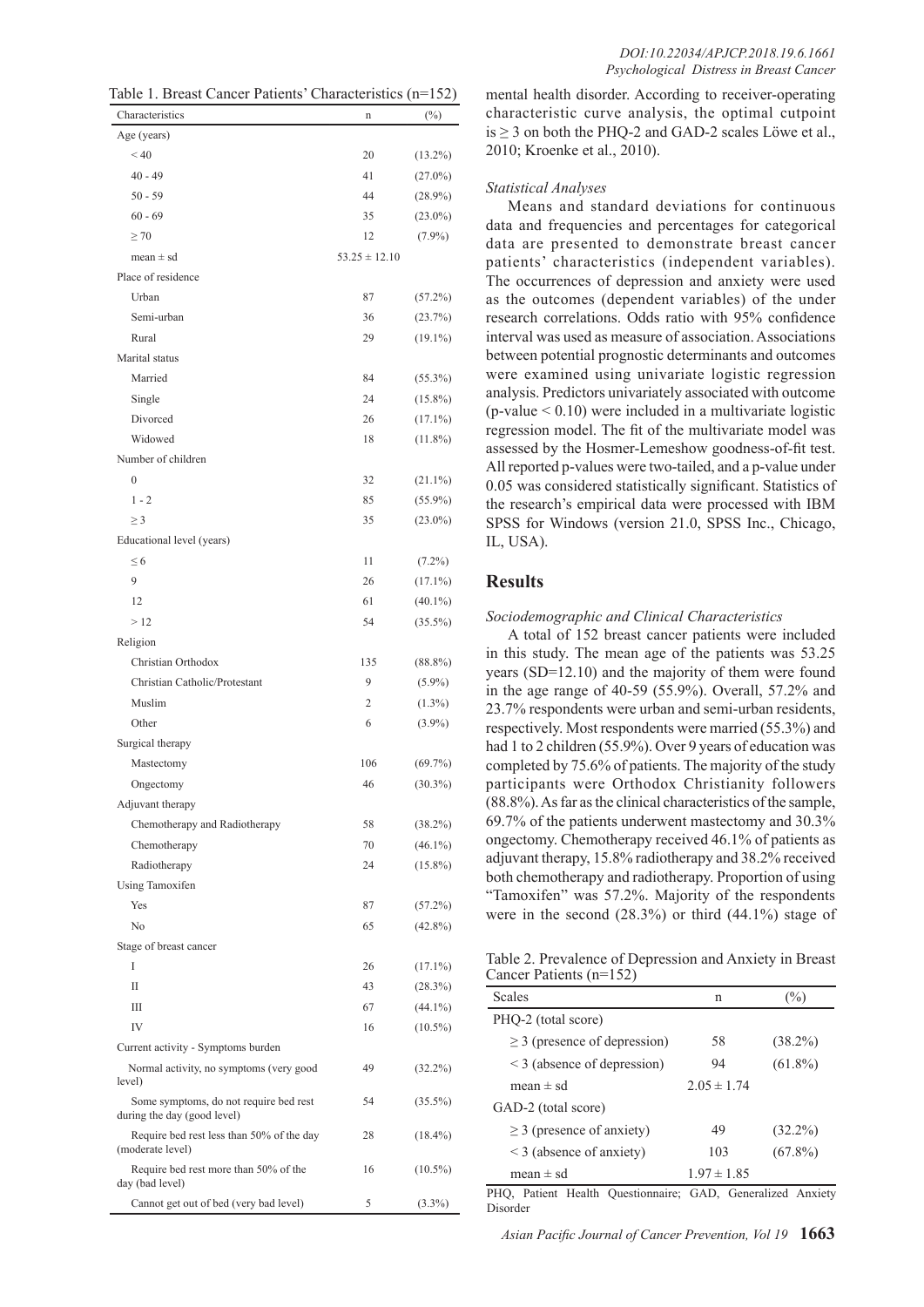Table 1. Breast Cancer Patients' Characteristics (n=152)

| Characteristics | n | (%) |
|---|---|---|
| Age (years) | | |
| < 40 | 20 | (13.2%) |
| 40 - 49 | 41 | (27.0%) |
| 50 - 59 | 44 | (28.9%) |
| 60 - 69 | 35 | (23.0%) |
| ≥ 70 | 12 | (7.9%) |
| mean ± sd | 53.25 ± 12.10 | |
| Place of residence | | |
| Urban | 87 | (57.2%) |
| Semi-urban | 36 | (23.7%) |
| Rural | 29 | (19.1%) |
| Marital status | | |
| Married | 84 | (55.3%) |
| Single | 24 | (15.8%) |
| Divorced | 26 | (17.1%) |
| Widowed | 18 | (11.8%) |
| Number of children | | |
| 0 | 32 | (21.1%) |
| 1 - 2 | 85 | (55.9%) |
| ≥ 3 | 35 | (23.0%) |
| Educational level (years) | | |
| ≤ 6 | 11 | (7.2%) |
| 9 | 26 | (17.1%) |
| 12 | 61 | (40.1%) |
| > 12 | 54 | (35.5%) |
| Religion | | |
| Christian Orthodox | 135 | (88.8%) |
| Christian Catholic/Protestant | 9 | (5.9%) |
| Muslim | 2 | (1.3%) |
| Other | 6 | (3.9%) |
| Surgical therapy | | |
| Mastectomy | 106 | (69.7%) |
| Ongectomy | 46 | (30.3%) |
| Adjuvant therapy | | |
| Chemotherapy and Radiotherapy | 58 | (38.2%) |
| Chemotherapy | 70 | (46.1%) |
| Radiotherapy | 24 | (15.8%) |
| Using Tamoxifen | | |
| Yes | 87 | (57.2%) |
| No | 65 | (42.8%) |
| Stage of breast cancer | | |
| I | 26 | (17.1%) |
| II | 43 | (28.3%) |
| III | 67 | (44.1%) |
| IV | 16 | (10.5%) |
| Current activity - Symptoms burden | | |
| Normal activity, no symptoms (very good level) | 49 | (32.2%) |
| Some symptoms, do not require bed rest during the day (good level) | 54 | (35.5%) |
| Require bed rest less than 50% of the day (moderate level) | 28 | (18.4%) |
| Require bed rest more than 50% of the day (bad level) | 16 | (10.5%) |
| Cannot get out of bed (very bad level) | 5 | (3.3%) |

mental health disorder. According to receiver-operating characteristic curve analysis, the optimal cutpoint is ≥ 3 on both the PHQ-2 and GAD-2 scales Löwe et al., 2010; Kroenke et al., 2010).

*Statistical Analyses*

Means and standard deviations for continuous data and frequencies and percentages for categorical data are presented to demonstrate breast cancer patients' characteristics (independent variables). The occurrences of depression and anxiety were used as the outcomes (dependent variables) of the under research correlations. Odds ratio with 95% confidence interval was used as measure of association. Associations between potential prognostic determinants and outcomes were examined using univariate logistic regression analysis. Predictors univariately associated with outcome ($p$-value < 0.10) were included in a multivariate logistic regression model. The fit of the multivariate model was assessed by the Hosmer-Lemeshow goodness-of-fit test. All reported p-values were two-tailed, and a p-value under 0.05 was considered statistically significant. Statistics of the research's empirical data were processed with IBM SPSS for Windows (version 21.0, SPSS Inc., Chicago, IL, USA).

## Results

*Sociodemographic and Clinical Characteristics*

A total of 152 breast cancer patients were included in this study. The mean age of the patients was 53.25 years (SD=12.10) and the majority of them were found in the age range of 40-59 (55.9%). Overall, 57.2% and 23.7% respondents were urban and semi-urban residents, respectively. Most respondents were married (55.3%) and had 1 to 2 children (55.9%). Over 9 years of education was completed by 75.6% of patients. The majority of the study participants were Orthodox Christianity followers (88.8%). As far as the clinical characteristics of the sample, 69.7% of the patients underwent mastectomy and 30.3% ongectomy. Chemotherapy received 46.1% of patients as adjuvant therapy, 15.8% radiotherapy and 38.2% received both chemotherapy and radiotherapy. Proportion of using "Tamoxifen" was 57.2%. Majority of the respondents were in the second (28.3%) or third (44.1%) stage of

Table 2. Prevalence of Depression and Anxiety in Breast Cancer Patients (n=152)

| Scales | n | (%) |
|---|---|---|
| PHQ-2 (total score) | | |
| ≥ 3 (presence of depression) | 58 | (38.2%) |
| < 3 (absence of depression) | 94 | (61.8%) |
| mean ± sd | 2.05 ± 1.74 | |
| GAD-2 (total score) | | |
| ≥ 3 (presence of anxiety) | 49 | (32.2%) |
| < 3 (absence of anxiety) | 103 | (67.8%) |
| mean ± sd | 1.97 ± 1.85 | |

PHQ, Patient Health Questionnaire; GAD, Generalized Anxiety Disorder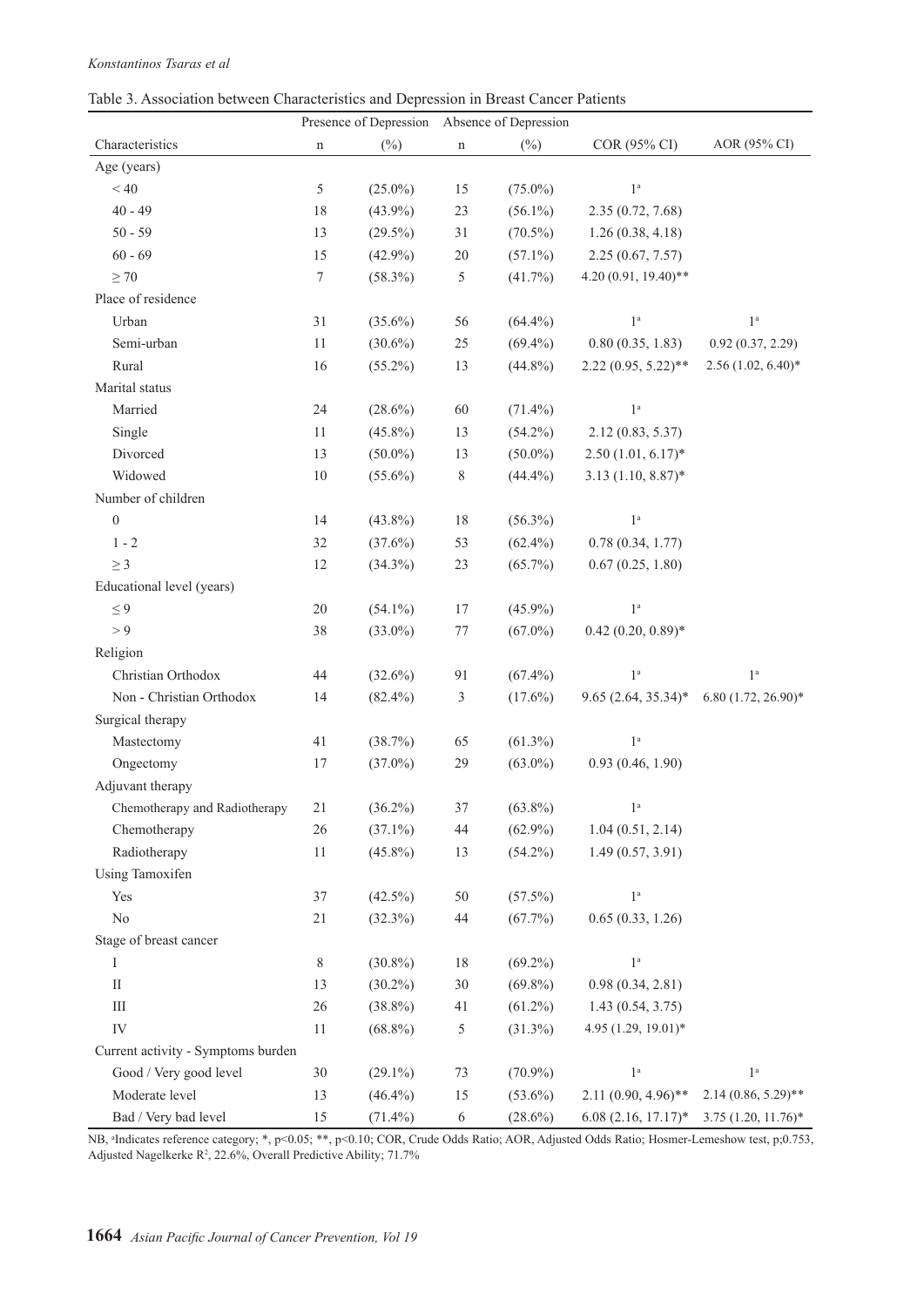Table 3. Association between Characteristics and Depression in Breast Cancer Patients

| | Presence of Depression | | Absence of Depression | | | |
|---|---|---|---|---|---|---|
| Characteristics | n | (%) | n | (%) | COR (95% CI) | AOR (95% CI) |
| Age (years) | | | | | | |
| < 40 | 5 | (25.0%) | 15 | (75.0%) | 1[a] | |
| 40 - 49 | 18 | (43.9%) | 23 | (56.1%) | 2.35 (0.72, 7.68) | |
| 50 - 59 | 13 | (29.5%) | 31 | (70.5%) | 1.26 (0.38, 4.18) | |
| 60 - 69 | 15 | (42.9%) | 20 | (57.1%) | 2.25 (0.67, 7.57) | |
| ≥ 70 | 7 | (58.3%) | 5 | (41.7%) | 4.20 (0.91, 19.40)** | |
| Place of residence | | | | | | |
| Urban | 31 | (35.6%) | 56 | (64.4%) | 1[a] | 1[a] |
| Semi-urban | 11 | (30.6%) | 25 | (69.4%) | 0.80 (0.35, 1.83) | 0.92 (0.37, 2.29) |
| Rural | 16 | (55.2%) | 13 | (44.8%) | 2.22 (0.95, 5.22)** | 2.56 (1.02, 6.40)* |
| Marital status | | | | | | |
| Married | 24 | (28.6%) | 60 | (71.4%) | 1[a] | |
| Single | 11 | (45.8%) | 13 | (54.2%) | 2.12 (0.83, 5.37) | |
| Divorced | 13 | (50.0%) | 13 | (50.0%) | 2.50 (1.01, 6.17)* | |
| Widowed | 10 | (55.6%) | 8 | (44.4%) | 3.13 (1.10, 8.87)* | |
| Number of children | | | | | | |
| 0 | 14 | (43.8%) | 18 | (56.3%) | 1[a] | |
| 1 - 2 | 32 | (37.6%) | 53 | (62.4%) | 0.78 (0.34, 1.77) | |
| ≥ 3 | 12 | (34.3%) | 23 | (65.7%) | 0.67 (0.25, 1.80) | |
| Educational level (years) | | | | | | |
| ≤ 9 | 20 | (54.1%) | 17 | (45.9%) | 1[a] | |
| > 9 | 38 | (33.0%) | 77 | (67.0%) | 0.42 (0.20, 0.89)* | |
| Religion | | | | | | |
| Christian Orthodox | 44 | (32.6%) | 91 | (67.4%) | 1[a] | 1[a] |
| Non - Christian Orthodox | 14 | (82.4%) | 3 | (17.6%) | 9.65 (2.64, 35.34)* | 6.80 (1.72, 26.90)* |
| Surgical therapy | | | | | | |
| Mastectomy | 41 | (38.7%) | 65 | (61.3%) | 1[a] | |
| Ongectomy | 17 | (37.0%) | 29 | (63.0%) | 0.93 (0.46, 1.90) | |
| Adjuvant therapy | | | | | | |
| Chemotherapy and Radiotherapy | 21 | (36.2%) | 37 | (63.8%) | 1[a] | |
| Chemotherapy | 26 | (37.1%) | 44 | (62.9%) | 1.04 (0.51, 2.14) | |
| Radiotherapy | 11 | (45.8%) | 13 | (54.2%) | 1.49 (0.57, 3.91) | |
| Using Tamoxifen | | | | | | |
| Yes | 37 | (42.5%) | 50 | (57.5%) | 1[a] | |
| No | 21 | (32.3%) | 44 | (67.7%) | 0.65 (0.33, 1.26) | |
| Stage of breast cancer | | | | | | |
| I | 8 | (30.8%) | 18 | (69.2%) | 1[a] | |
| II | 13 | (30.2%) | 30 | (69.8%) | 0.98 (0.34, 2.81) | |
| III | 26 | (38.8%) | 41 | (61.2%) | 1.43 (0.54, 3.75) | |
| IV | 11 | (68.8%) | 5 | (31.3%) | 4.95 (1.29, 19.01)* | |
| Current activity - Symptoms burden | | | | | | |
| Good / Very good level | 30 | (29.1%) | 73 | (70.9%) | 1[a] | 1[a] |
| Moderate level | 13 | (46.4%) | 15 | (53.6%) | 2.11 (0.90, 4.96)** | 2.14 (0.86, 5.29)** |
| Bad / Very bad level | 15 | (71.4%) | 6 | (28.6%) | 6.08 (2.16, 17.17)* | 3.75 (1.20, 11.76)* |

NB, [a]Indicates reference category; *, $p<0.05$; **, $p<0.10$; COR, Crude Odds Ratio; AOR, Adjusted Odds Ratio; Hosmer-Lemeshow test, p;0.753, Adjusted Nagelkerke $R^2$, 22.6%, Overall Predictive Ability; 71.7%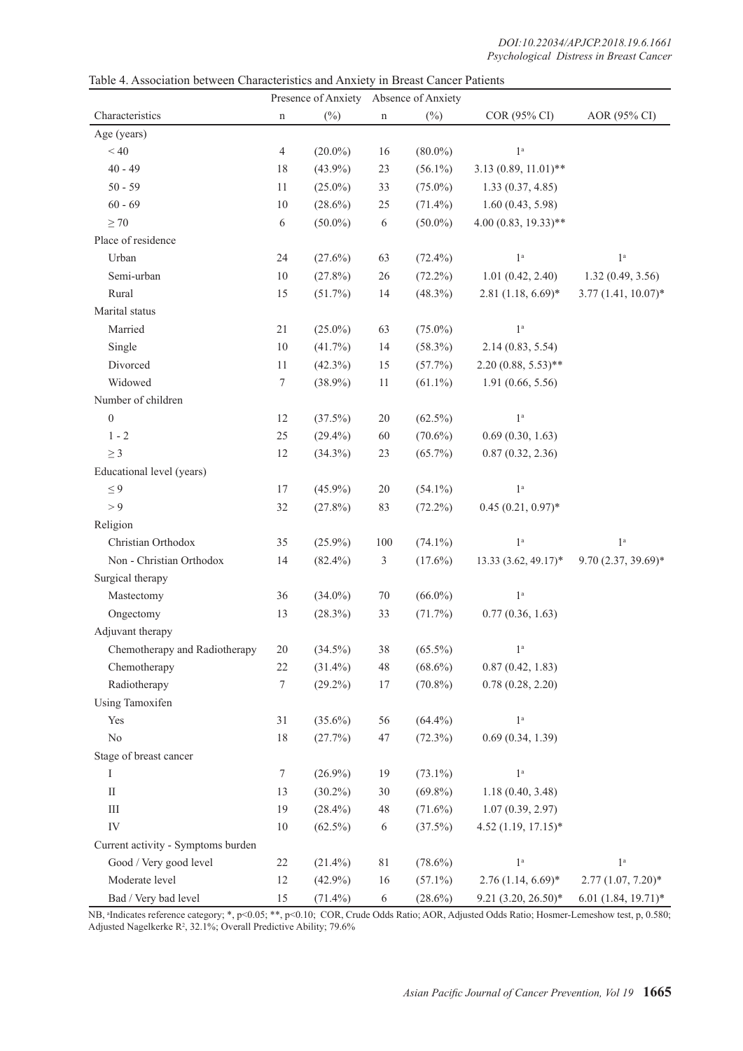Table 4. Association between Characteristics and Anxiety in Breast Cancer Patients

| Characteristics | Presence of Anxiety | | Absence of Anxiety | | COR (95% CI) | AOR (95% CI) |
|---|---|---|---|---|---|---|
| | n | (%) | n | (%) | | |
| Age (years) | | | | | | |
| < 40 | 4 | (20.0%) | 16 | (80.0%) | 1[a] | |
| 40 - 49 | 18 | (43.9%) | 23 | (56.1%) | 3.13 (0.89, 11.01)** | |
| 50 - 59 | 11 | (25.0%) | 33 | (75.0%) | 1.33 (0.37, 4.85) | |
| 60 - 69 | 10 | (28.6%) | 25 | (71.4%) | 1.60 (0.43, 5.98) | |
| ≥ 70 | 6 | (50.0%) | 6 | (50.0%) | 4.00 (0.83, 19.33)** | |
| Place of residence | | | | | | |
| Urban | 24 | (27.6%) | 63 | (72.4%) | 1[a] | 1[a] |
| Semi-urban | 10 | (27.8%) | 26 | (72.2%) | 1.01 (0.42, 2.40) | 1.32 (0.49, 3.56) |
| Rural | 15 | (51.7%) | 14 | (48.3%) | 2.81 (1.18, 6.69)* | 3.77 (1.41, 10.07)* |
| Marital status | | | | | | |
| Married | 21 | (25.0%) | 63 | (75.0%) | 1[a] | |
| Single | 10 | (41.7%) | 14 | (58.3%) | 2.14 (0.83, 5.54) | |
| Divorced | 11 | (42.3%) | 15 | (57.7%) | 2.20 (0.88, 5.53)** | |
| Widowed | 7 | (38.9%) | 11 | (61.1%) | 1.91 (0.66, 5.56) | |
| Number of children | | | | | | |
| 0 | 12 | (37.5%) | 20 | (62.5%) | 1[a] | |
| 1 - 2 | 25 | (29.4%) | 60 | (70.6%) | 0.69 (0.30, 1.63) | |
| ≥ 3 | 12 | (34.3%) | 23 | (65.7%) | 0.87 (0.32, 2.36) | |
| Educational level (years) | | | | | | |
| ≤ 9 | 17 | (45.9%) | 20 | (54.1%) | 1[a] | |
| > 9 | 32 | (27.8%) | 83 | (72.2%) | 0.45 (0.21, 0.97)* | |
| Religion | | | | | | |
| Christian Orthodox | 35 | (25.9%) | 100 | (74.1%) | 1[a] | 1[a] |
| Non - Christian Orthodox | 14 | (82.4%) | 3 | (17.6%) | 13.33 (3.62, 49.17)* | 9.70 (2.37, 39.69)* |
| Surgical therapy | | | | | | |
| Mastectomy | 36 | (34.0%) | 70 | (66.0%) | 1[a] | |
| Ongectomy | 13 | (28.3%) | 33 | (71.7%) | 0.77 (0.36, 1.63) | |
| Adjuvant therapy | | | | | | |
| Chemotherapy and Radiotherapy | 20 | (34.5%) | 38 | (65.5%) | 1[a] | |
| Chemotherapy | 22 | (31.4%) | 48 | (68.6%) | 0.87 (0.42, 1.83) | |
| Radiotherapy | 7 | (29.2%) | 17 | (70.8%) | 0.78 (0.28, 2.20) | |
| Using Tamoxifen | | | | | | |
| Yes | 31 | (35.6%) | 56 | (64.4%) | 1[a] | |
| No | 18 | (27.7%) | 47 | (72.3%) | 0.69 (0.34, 1.39) | |
| Stage of breast cancer | | | | | | |
| I | 7 | (26.9%) | 19 | (73.1%) | 1[a] | |
| II | 13 | (30.2%) | 30 | (69.8%) | 1.18 (0.40, 3.48) | |
| III | 19 | (28.4%) | 48 | (71.6%) | 1.07 (0.39, 2.97) | |
| IV | 10 | (62.5%) | 6 | (37.5%) | 4.52 (1.19, 17.15)* | |
| Current activity - Symptoms burden | | | | | | |
| Good / Very good level | 22 | (21.4%) | 81 | (78.6%) | 1[a] | 1[a] |
| Moderate level | 12 | (42.9%) | 16 | (57.1%) | 2.76 (1.14, 6.69)* | 2.77 (1.07, 7.20)* |
| Bad / Very bad level | 15 | (71.4%) | 6 | (28.6%) | 9.21 (3.20, 26.50)* | 6.01 (1.84, 19.71)* |

NB, [a]Indicates reference category; *, $p<0.05$; **, $p<0.10$; COR, Crude Odds Ratio; AOR, Adjusted Odds Ratio; Hosmer-Lemeshow test, p, 0.580; Adjusted Nagelkerke $R^2$, 32.1%; Overall Predictive Ability; 79.6%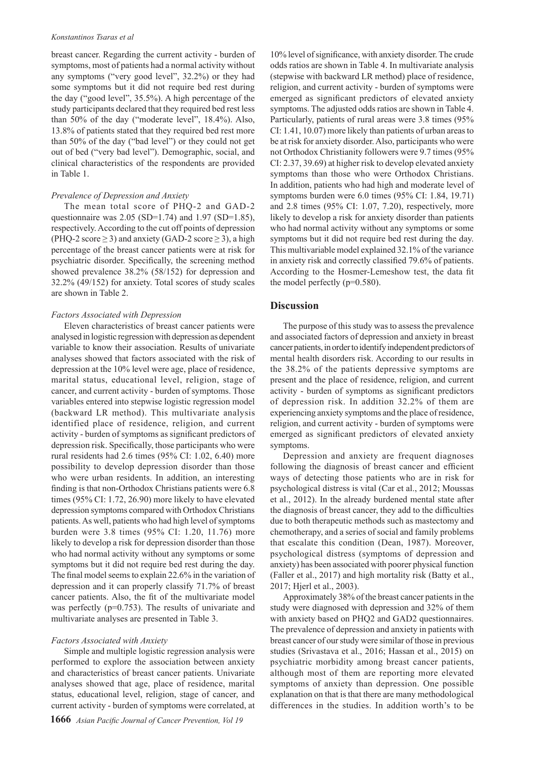breast cancer. Regarding the current activity - burden of symptoms, most of patients had a normal activity without any symptoms ("very good level", 32.2%) or they had some symptoms but it did not require bed rest during the day ("good level", 35.5%). A high percentage of the study participants declared that they required bed rest less than 50% of the day ("moderate level", 18.4%). Also, 13.8% of patients stated that they required bed rest more than 50% of the day ("bad level") or they could not get out of bed ("very bad level"). Demographic, social, and clinical characteristics of the respondents are provided in Table 1.

*Prevalence of Depression and Anxiety*

The mean total score of PHQ-2 and GAD-2 questionnaire was 2.05 (SD=1.74) and 1.97 (SD=1.85), respectively. According to the cut off points of depression (PHQ-2 score $\geq 3$) and anxiety (GAD-2 score $\geq 3$), a high percentage of the breast cancer patients were at risk for psychiatric disorder. Specifically, the screening method showed prevalence 38.2% (58/152) for depression and 32.2% (49/152) for anxiety. Total scores of study scales are shown in Table 2.

*Factors Associated with Depression*

Eleven characteristics of breast cancer patients were analysed in logistic regression with depression as dependent variable to know their association. Results of univariate analyses showed that factors associated with the risk of depression at the 10% level were age, place of residence, marital status, educational level, religion, stage of cancer, and current activity - burden of symptoms. Those variables entered into stepwise logistic regression model (backward LR method). This multivariate analysis identified place of residence, religion, and current activity - burden of symptoms as significant predictors of depression risk. Specifically, those participants who were rural residents had 2.6 times (95% CI: 1.02, 6.40) more possibility to develop depression disorder than those who were urban residents. In addition, an interesting finding is that non-Orthodox Christians patients were 6.8 times (95% CI: 1.72, 26.90) more likely to have elevated depression symptoms compared with Orthodox Christians patients. As well, patients who had high level of symptoms burden were 3.8 times (95% CI: 1.20, 11.76) more likely to develop a risk for depression disorder than those who had normal activity without any symptoms or some symptoms but it did not require bed rest during the day. The final model seems to explain 22.6% in the variation of depression and it can properly classify 71.7% of breast cancer patients. Also, the fit of the multivariate model was perfectly (p=0.753). The results of univariate and multivariate analyses are presented in Table 3.

*Factors Associated with Anxiety*

Simple and multiple logistic regression analysis were performed to explore the association between anxiety and characteristics of breast cancer patients. Univariate analyses showed that age, place of residence, marital status, educational level, religion, stage of cancer, and current activity - burden of symptoms were correlated, at 10% level of significance, with anxiety disorder. The crude odds ratios are shown in Table 4. In multivariate analysis (stepwise with backward LR method) place of residence, religion, and current activity - burden of symptoms were emerged as significant predictors of elevated anxiety symptoms. The adjusted odds ratios are shown in Table 4. Particularly, patients of rural areas were 3.8 times (95% CI: 1.41, 10.07) more likely than patients of urban areas to be at risk for anxiety disorder. Also, participants who were not Orthodox Christianity followers were 9.7 times (95% CI: 2.37, 39.69) at higher risk to develop elevated anxiety symptoms than those who were Orthodox Christians. In addition, patients who had high and moderate level of symptoms burden were 6.0 times (95% CI: 1.84, 19.71) and 2.8 times (95% CI: 1.07, 7.20), respectively, more likely to develop a risk for anxiety disorder than patients who had normal activity without any symptoms or some symptoms but it did not require bed rest during the day. This multivariable model explained 32.1% of the variance in anxiety risk and correctly classified 79.6% of patients. According to the Hosmer-Lemeshow test, the data fit the model perfectly (p=0.580).

## Discussion

The purpose of this study was to assess the prevalence and associated factors of depression and anxiety in breast cancer patients, in order to identify independent predictors of mental health disorders risk. According to our results in the 38.2% of the patients depressive symptoms are present and the place of residence, religion, and current activity - burden of symptoms as significant predictors of depression risk. In addition 32.2% of them are experiencing anxiety symptoms and the place of residence, religion, and current activity - burden of symptoms were emerged as significant predictors of elevated anxiety symptoms.

Depression and anxiety are frequent diagnoses following the diagnosis of breast cancer and efficient ways of detecting those patients who are in risk for psychological distress is vital (Car et al., 2012; Moussas et al., 2012). In the already burdened mental state after the diagnosis of breast cancer, they add to the difficulties due to both therapeutic methods such as mastectomy and chemotherapy, and a series of social and family problems that escalate this condition (Dean, 1987). Moreover, psychological distress (symptoms of depression and anxiety) has been associated with poorer physical function (Faller et al., 2017) and high mortality risk (Batty et al., 2017; Hjerl et al., 2003).

Approximately 38% of the breast cancer patients in the study were diagnosed with depression and 32% of them with anxiety based on PHQ2 and GAD2 questionnaires. The prevalence of depression and anxiety in patients with breast cancer of our study were similar of those in previous studies (Srivastava et al., 2016; Hassan et al., 2015) on psychiatric morbidity among breast cancer patients, although most of them are reporting more elevated symptoms of anxiety than depression. One possible explanation on that is that there are many methodological differences in the studies. In addition worth's to be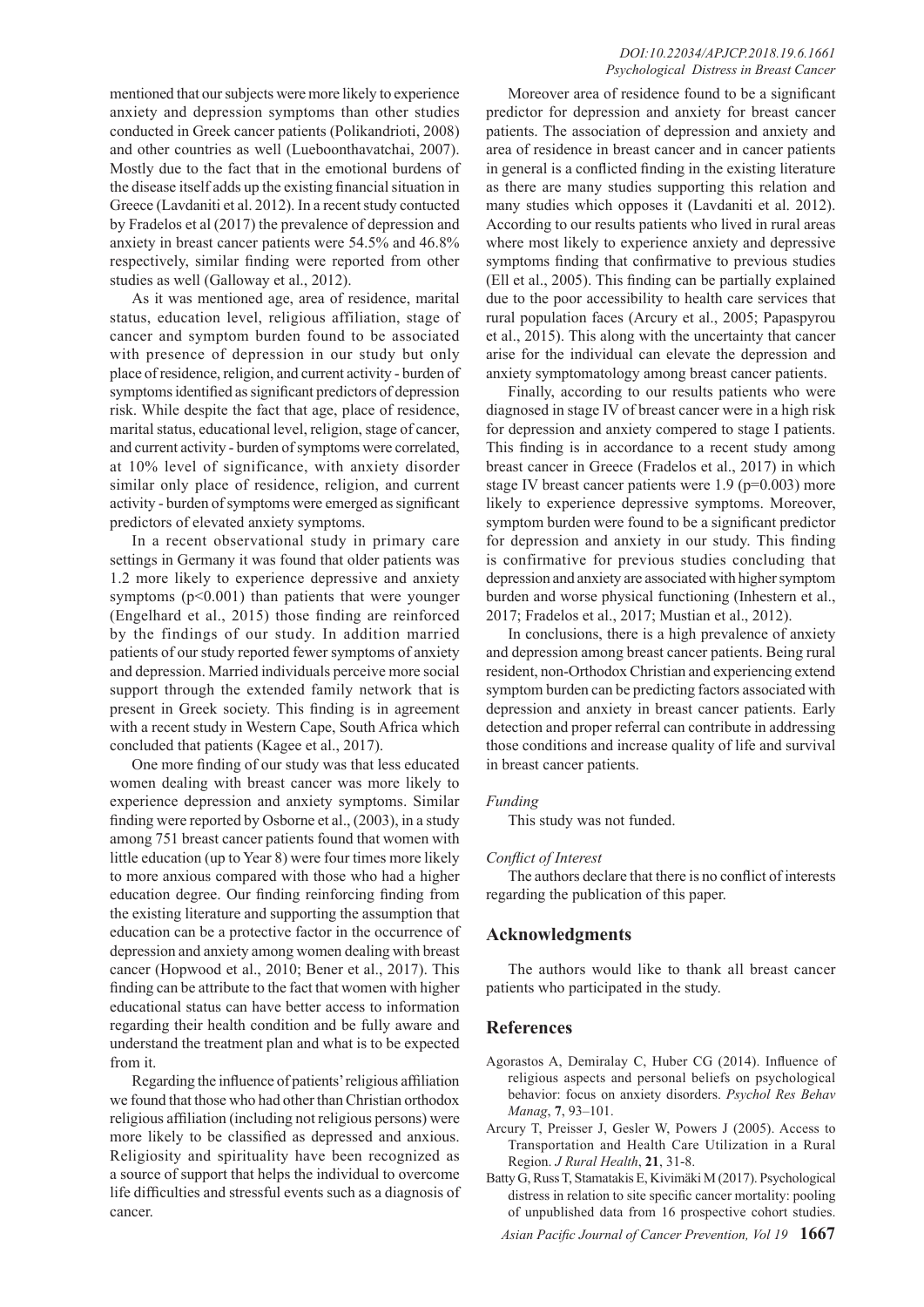mentioned that our subjects were more likely to experience anxiety and depression symptoms than other studies conducted in Greek cancer patients (Polikandrioti, 2008) and other countries as well (Lueboonthavatchai, 2007). Mostly due to the fact that in the emotional burdens of the disease itself adds up the existing financial situation in Greece (Lavdaniti et al. 2012). In a recent study contucted by Fradelos et al (2017) the prevalence of depression and anxiety in breast cancer patients were 54.5% and 46.8% respectively, similar finding were reported from other studies as well (Galloway et al., 2012).

As it was mentioned age, area of residence, marital status, education level, religious affiliation, stage of cancer and symptom burden found to be associated with presence of depression in our study but only place of residence, religion, and current activity - burden of symptoms identified as significant predictors of depression risk. While despite the fact that age, place of residence, marital status, educational level, religion, stage of cancer, and current activity - burden of symptoms were correlated, at 10% level of significance, with anxiety disorder similar only place of residence, religion, and current activity - burden of symptoms were emerged as significant predictors of elevated anxiety symptoms.

In a recent observational study in primary care settings in Germany it was found that older patients was 1.2 more likely to experience depressive and anxiety symptoms ($p<0.001$) than patients that were younger (Engelhard et al., 2015) those finding are reinforced by the findings of our study. In addition married patients of our study reported fewer symptoms of anxiety and depression. Married individuals perceive more social support through the extended family network that is present in Greek society. This finding is in agreement with a recent study in Western Cape, South Africa which concluded that patients (Kagee et al., 2017).

One more finding of our study was that less educated women dealing with breast cancer was more likely to experience depression and anxiety symptoms. Similar finding were reported by Osborne et al., (2003), in a study among 751 breast cancer patients found that women with little education (up to Year 8) were four times more likely to more anxious compared with those who had a higher education degree. Our finding reinforcing finding from the existing literature and supporting the assumption that education can be a protective factor in the occurrence of depression and anxiety among women dealing with breast cancer (Hopwood et al., 2010; Bener et al., 2017). This finding can be attribute to the fact that women with higher educational status can have better access to information regarding their health condition and be fully aware and understand the treatment plan and what is to be expected from it.

Regarding the influence of patients' religious affiliation we found that those who had other than Christian orthodox religious affiliation (including not religious persons) were more likely to be classified as depressed and anxious. Religiosity and spirituality have been recognized as a source of support that helps the individual to overcome life difficulties and stressful events such as a diagnosis of cancer.

Moreover area of residence found to be a significant predictor for depression and anxiety for breast cancer patients. The association of depression and anxiety and area of residence in breast cancer and in cancer patients in general is a conflicted finding in the existing literature as there are many studies supporting this relation and many studies which opposes it (Lavdaniti et al. 2012). According to our results patients who lived in rural areas where most likely to experience anxiety and depressive symptoms finding that confirmative to previous studies (Ell et al., 2005). This finding can be partially explained due to the poor accessibility to health care services that rural population faces (Arcury et al., 2005; Papaspyrou et al., 2015). This along with the uncertainty that cancer arise for the individual can elevate the depression and anxiety symptomatology among breast cancer patients.

Finally, according to our results patients who were diagnosed in stage IV of breast cancer were in a high risk for depression and anxiety compered to stage I patients. This finding is in accordance to a recent study among breast cancer in Greece (Fradelos et al., 2017) in which stage IV breast cancer patients were 1.9 ($p=0.003$) more likely to experience depressive symptoms. Moreover, symptom burden were found to be a significant predictor for depression and anxiety in our study. This finding is confirmative for previous studies concluding that depression and anxiety are associated with higher symptom burden and worse physical functioning (Inhestern et al., 2017; Fradelos et al., 2017; Mustian et al., 2012).

In conclusions, there is a high prevalence of anxiety and depression among breast cancer patients. Being rural resident, non-Orthodox Christian and experiencing extend symptom burden can be predicting factors associated with depression and anxiety in breast cancer patients. Early detection and proper referral can contribute in addressing those conditions and increase quality of life and survival in breast cancer patients.

*Funding*

This study was not funded.

*Conflict of Interest*

The authors declare that there is no conflict of interests regarding the publication of this paper.

## Acknowledgments

The authors would like to thank all breast cancer patients who participated in the study.

## References

Agorastos A, Demiralay C, Huber CG (2014). Influence of religious aspects and personal beliefs on psychological behavior: focus on anxiety disorders. *Psychol Res Behav Manag*, **7**, 93–101.

Arcury T, Preisser J, Gesler W, Powers J (2005). Access to Transportation and Health Care Utilization in a Rural Region. *J Rural Health*, **21**, 31-8.

Batty G, Russ T, Stamatakis E, Kivimäki M (2017). Psychological distress in relation to site specific cancer mortality: pooling of unpublished data from 16 prospective cohort studies.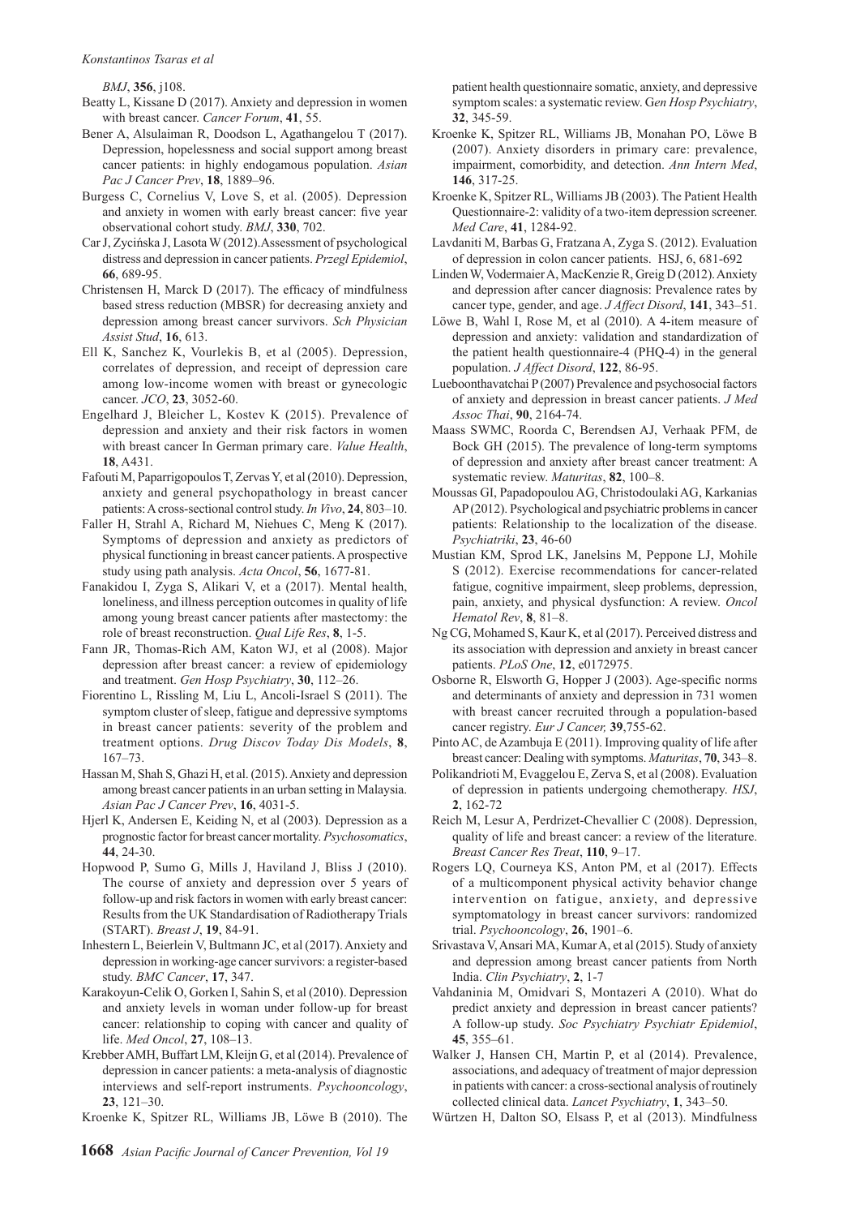*BMJ*, **356**, j108.

Beatty L, Kissane D (2017). Anxiety and depression in women with breast cancer. *Cancer Forum*, **41**, 55.

Bener A, Alsulaiman R, Doodson L, Agathangelou T (2017). Depression, hopelessness and social support among breast cancer patients: in highly endogamous population. *Asian Pac J Cancer Prev*, **18**, 1889–96.

Burgess C, Cornelius V, Love S, et al. (2005). Depression and anxiety in women with early breast cancer: five year observational cohort study. *BMJ*, **330**, 702.

Car J, Zycińska J, Lasota W (2012).Assessment of psychological distress and depression in cancer patients. *Przegl Epidemiol*, **66**, 689-95.

Christensen H, Marck D (2017). The efficacy of mindfulness based stress reduction (MBSR) for decreasing anxiety and depression among breast cancer survivors. *Sch Physician Assist Stud*, **16**, 613.

Ell K, Sanchez K, Vourlekis B, et al (2005). Depression, correlates of depression, and receipt of depression care among low-income women with breast or gynecologic cancer. *JCO*, **23**, 3052-60.

Engelhard J, Bleicher L, Kostev K (2015). Prevalence of depression and anxiety and their risk factors in women with breast cancer In German primary care. *Value Health*, **18**, A431.

Fafouti M, Paparrigopoulos T, Zervas Y, et al (2010). Depression, anxiety and general psychopathology in breast cancer patients: A cross-sectional control study. *In Vivo*, **24**, 803–10.

Faller H, Strahl A, Richard M, Niehues C, Meng K (2017). Symptoms of depression and anxiety as predictors of physical functioning in breast cancer patients. A prospective study using path analysis. *Acta Oncol*, **56**, 1677-81.

Fanakidou I, Zyga S, Alikari V, et a (2017). Mental health, loneliness, and illness perception outcomes in quality of life among young breast cancer patients after mastectomy: the role of breast reconstruction. *Qual Life Res*, **8**, 1-5.

Fann JR, Thomas-Rich AM, Katon WJ, et al (2008). Major depression after breast cancer: a review of epidemiology and treatment. *Gen Hosp Psychiatry*, **30**, 112–26.

Fiorentino L, Rissling M, Liu L, Ancoli-Israel S (2011). The symptom cluster of sleep, fatigue and depressive symptoms in breast cancer patients: severity of the problem and treatment options. *Drug Discov Today Dis Models*, **8**, 167–73.

Hassan M, Shah S, Ghazi H, et al. (2015). Anxiety and depression among breast cancer patients in an urban setting in Malaysia. *Asian Pac J Cancer Prev*, **16**, 4031-5.

Hjerl K, Andersen E, Keiding N, et al (2003). Depression as a prognostic factor for breast cancer mortality. *Psychosomatics*, **44**, 24-30.

Hopwood P, Sumo G, Mills J, Haviland J, Bliss J (2010). The course of anxiety and depression over 5 years of follow-up and risk factors in women with early breast cancer: Results from the UK Standardisation of Radiotherapy Trials (START). *Breast J*, **19**, 84-91.

Inhestern L, Beierlein V, Bultmann JC, et al (2017). Anxiety and depression in working-age cancer survivors: a register-based study. *BMC Cancer*, **17**, 347.

Karakoyun-Celik O, Gorken I, Sahin S, et al (2010). Depression and anxiety levels in woman under follow-up for breast cancer: relationship to coping with cancer and quality of life. *Med Oncol*, **27**, 108–13.

Krebber AMH, Buffart LM, Kleijn G, et al (2014). Prevalence of depression in cancer patients: a meta-analysis of diagnostic interviews and self-report instruments. *Psychooncology*, **23**, 121–30.

Kroenke K, Spitzer RL, Williams JB, Löwe B (2010). The patient health questionnaire somatic, anxiety, and depressive symptom scales: a systematic review. G*en Hosp Psychiatry*, **32**, 345-59.

Kroenke K, Spitzer RL, Williams JB, Monahan PO, Löwe B (2007). Anxiety disorders in primary care: prevalence, impairment, comorbidity, and detection. *Ann Intern Med*, **146**, 317-25.

Kroenke K, Spitzer RL, Williams JB (2003). The Patient Health Questionnaire-2: validity of a two-item depression screener. *Med Care*, **41**, 1284-92.

Lavdaniti M, Barbas G, Fratzana A, Zyga S. (2012). Evaluation of depression in colon cancer patients. HSJ, 6, 681-692

Linden W, Vodermaier A, MacKenzie R, Greig D (2012). Anxiety and depression after cancer diagnosis: Prevalence rates by cancer type, gender, and age. *J Affect Disord*, **141**, 343–51.

Löwe B, Wahl I, Rose M, et al (2010). A 4-item measure of depression and anxiety: validation and standardization of the patient health questionnaire-4 (PHQ-4) in the general population. *J Affect Disord*, **122**, 86-95.

Lueboonthavatchai P (2007) Prevalence and psychosocial factors of anxiety and depression in breast cancer patients. *J Med Assoc Thai*, **90**, 2164-74.

Maass SWMC, Roorda C, Berendsen AJ, Verhaak PFM, de Bock GH (2015). The prevalence of long-term symptoms of depression and anxiety after breast cancer treatment: A systematic review. *Maturitas*, **82**, 100–8.

Moussas GI, Papadopoulou AG, Christodoulaki AG, Karkanias AP (2012). Psychological and psychiatric problems in cancer patients: Relationship to the localization of the disease. *Psychiatriki*, **23**, 46-60

Mustian KM, Sprod LK, Janelsins M, Peppone LJ, Mohile S (2012). Exercise recommendations for cancer-related fatigue, cognitive impairment, sleep problems, depression, pain, anxiety, and physical dysfunction: A review. *Oncol Hematol Rev*, **8**, 81–8.

Ng CG, Mohamed S, Kaur K, et al (2017). Perceived distress and its association with depression and anxiety in breast cancer patients. *PLoS One*, **12**, e0172975.

Osborne R, Elsworth G, Hopper J (2003). Age-specific norms and determinants of anxiety and depression in 731 women with breast cancer recruited through a population-based cancer registry. *Eur J Cancer,* **39**,755-62.

Pinto AC, de Azambuja E (2011). Improving quality of life after breast cancer: Dealing with symptoms. *Maturitas*, **70**, 343–8.

Polikandrioti M, Evaggelou E, Zerva S, et al (2008). Evaluation of depression in patients undergoing chemotherapy. *HSJ*, **2**, 162-72

Reich M, Lesur A, Perdrizet-Chevallier C (2008). Depression, quality of life and breast cancer: a review of the literature. *Breast Cancer Res Treat*, **110**, 9–17.

Rogers LQ, Courneya KS, Anton PM, et al (2017). Effects of a multicomponent physical activity behavior change intervention on fatigue, anxiety, and depressive symptomatology in breast cancer survivors: randomized trial. *Psychooncology*, **26**, 1901–6.

Srivastava V, Ansari MA, Kumar A, et al (2015). Study of anxiety and depression among breast cancer patients from North India. *Clin Psychiatry*, **2**, 1-7

Vahdaninia M, Omidvari S, Montazeri A (2010). What do predict anxiety and depression in breast cancer patients? A follow-up study. *Soc Psychiatry Psychiatr Epidemiol*, **45**, 355–61.

Walker J, Hansen CH, Martin P, et al (2014). Prevalence, associations, and adequacy of treatment of major depression in patients with cancer: a cross-sectional analysis of routinely collected clinical data. *Lancet Psychiatry*, **1**, 343–50.

Würtzen H, Dalton SO, Elsass P, et al (2013). Mindfulness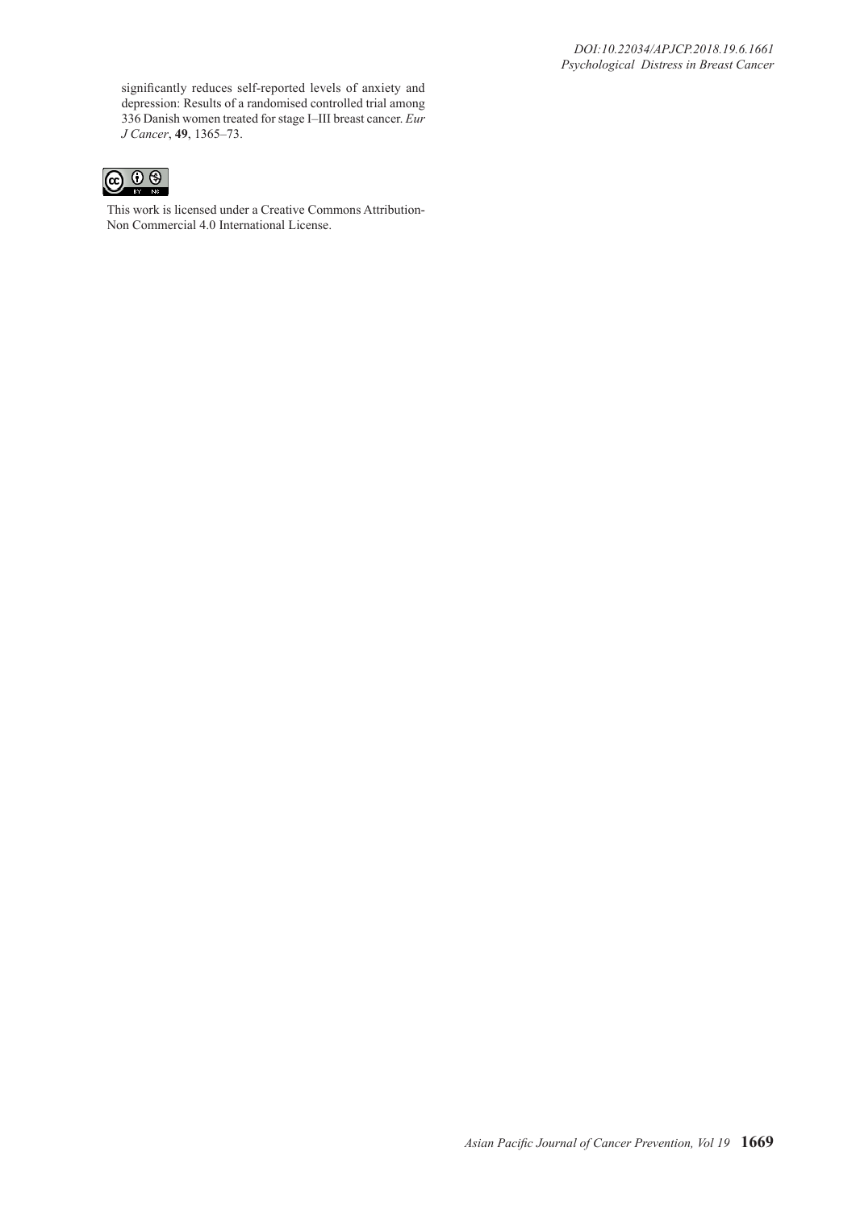significantly reduces self-reported levels of anxiety and depression: Results of a randomised controlled trial among 336 Danish women treated for stage I–III breast cancer. *Eur J Cancer*, **49**, 1365–73.

This work is licensed under a Creative Commons Attribution-Non Commercial 4.0 International License.